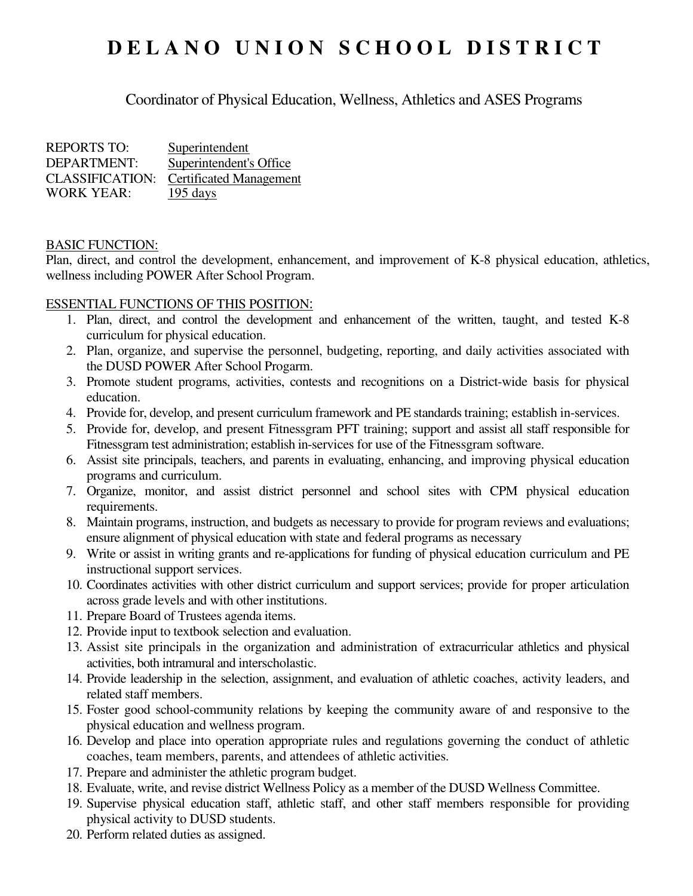# D E L A N O  U N I O N  S C H O O L  D I S T R I C T

## Coordinator of Physical Education, Wellness, Athletics and ASES Programs

REPORTS TO: Superintendent
DEPARTMENT: Superintendent's Office
CLASSIFICATION: Certificated Management
WORK YEAR: 195 days

BASIC FUNCTION:
Plan, direct, and control the development, enhancement, and improvement of K-8 physical education, athletics, wellness including POWER After School Program.

ESSENTIAL FUNCTIONS OF THIS POSITION:

1. Plan, direct, and control the development and enhancement of the written, taught, and tested K-8 curriculum for physical education.
2. Plan, organize, and supervise the personnel, budgeting, reporting, and daily activities associated with the DUSD POWER After School Progarm.
3. Promote student programs, activities, contests and recognitions on a District-wide basis for physical education.
4. Provide for, develop, and present curriculum framework and PE standards training; establish in-services.
5. Provide for, develop, and present Fitnessgram PFT training; support and assist all staff responsible for Fitnessgram test administration; establish in-services for use of the Fitnessgram software.
6. Assist site principals, teachers, and parents in evaluating, enhancing, and improving physical education programs and curriculum.
7. Organize, monitor, and assist district personnel and school sites with CPM physical education requirements.
8. Maintain programs, instruction, and budgets as necessary to provide for program reviews and evaluations; ensure alignment of physical education with state and federal programs as necessary
9. Write or assist in writing grants and re-applications for funding of physical education curriculum and PE instructional support services.
10. Coordinates activities with other district curriculum and support services; provide for proper articulation across grade levels and with other institutions.
11. Prepare Board of Trustees agenda items.
12. Provide input to textbook selection and evaluation.
13. Assist site principals in the organization and administration of extracurricular athletics and physical activities, both intramural and interscholastic.
14. Provide leadership in the selection, assignment, and evaluation of athletic coaches, activity leaders, and related staff members.
15. Foster good school-community relations by keeping the community aware of and responsive to the physical education and wellness program.
16. Develop and place into operation appropriate rules and regulations governing the conduct of athletic coaches, team members, parents, and attendees of athletic activities.
17. Prepare and administer the athletic program budget.
18. Evaluate, write, and revise district Wellness Policy as a member of the DUSD Wellness Committee.
19. Supervise physical education staff, athletic staff, and other staff members responsible for providing physical activity to DUSD students.
20. Perform related duties as assigned.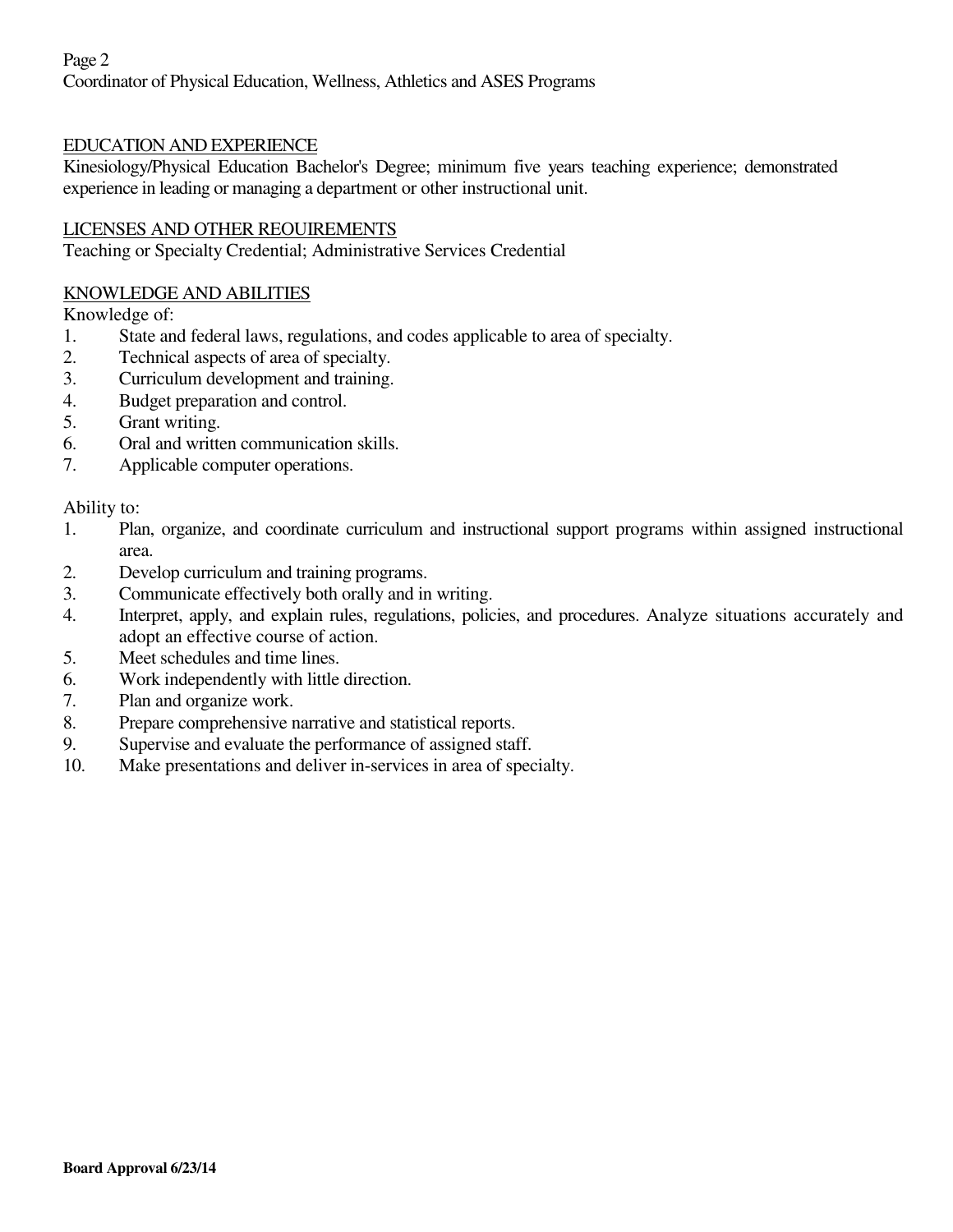## EDUCATION AND EXPERIENCE

Kinesiology/Physical Education Bachelor's Degree; minimum five years teaching experience; demonstrated experience in leading or managing a department or other instructional unit.

## LICENSES AND OTHER REOUIREMENTS

Teaching or Specialty Credential; Administrative Services Credential

## KNOWLEDGE AND ABILITIES

Knowledge of:

1. State and federal laws, regulations, and codes applicable to area of specialty.
2. Technical aspects of area of specialty.
3. Curriculum development and training.
4. Budget preparation and control.
5. Grant writing.
6. Oral and written communication skills.
7. Applicable computer operations.

Ability to:

1. Plan, organize, and coordinate curriculum and instructional support programs within assigned instructional area.
2. Develop curriculum and training programs.
3. Communicate effectively both orally and in writing.
4. Interpret, apply, and explain rules, regulations, policies, and procedures. Analyze situations accurately and adopt an effective course of action.
5. Meet schedules and time lines.
6. Work independently with little direction.
7. Plan and organize work.
8. Prepare comprehensive narrative and statistical reports.
9. Supervise and evaluate the performance of assigned staff.
10. Make presentations and deliver in-services in area of specialty.

**Board Approval 6/23/14**